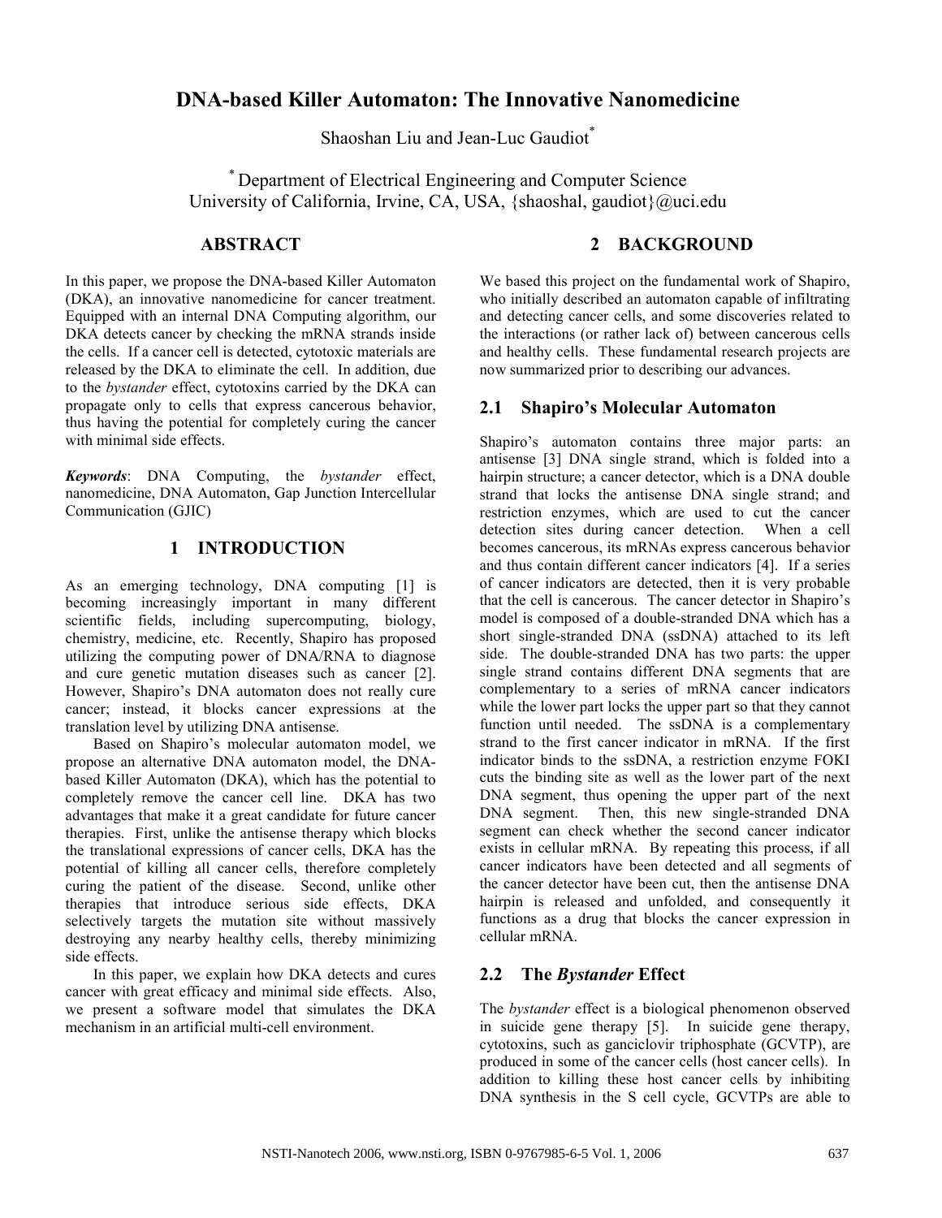# DNA-based Killer Automaton: The Innovative Nanomedicine

Shaoshan Liu and Jean-Luc Gaudiot[*]

[*] Department of Electrical Engineering and Computer Science
University of California, Irvine, CA, USA, {shaoshal, gaudiot}@uci.edu

## ABSTRACT

In this paper, we propose the DNA-based Killer Automaton (DKA), an innovative nanomedicine for cancer treatment. Equipped with an internal DNA Computing algorithm, our DKA detects cancer by checking the mRNA strands inside the cells. If a cancer cell is detected, cytotoxic materials are released by the DKA to eliminate the cell. In addition, due to the *bystander* effect, cytotoxins carried by the DKA can propagate only to cells that express cancerous behavior, thus having the potential for completely curing the cancer with minimal side effects.

***Keywords***: DNA Computing, the *bystander* effect, nanomedicine, DNA Automaton, Gap Junction Intercellular Communication (GJIC)

## 1 INTRODUCTION

As an emerging technology, DNA computing [1] is becoming increasingly important in many different scientific fields, including supercomputing, biology, chemistry, medicine, etc. Recently, Shapiro has proposed utilizing the computing power of DNA/RNA to diagnose and cure genetic mutation diseases such as cancer [2]. However, Shapiro's DNA automaton does not really cure cancer; instead, it blocks cancer expressions at the translation level by utilizing DNA antisense.

Based on Shapiro's molecular automaton model, we propose an alternative DNA automaton model, the DNA-based Killer Automaton (DKA), which has the potential to completely remove the cancer cell line. DKA has two advantages that make it a great candidate for future cancer therapies. First, unlike the antisense therapy which blocks the translational expressions of cancer cells, DKA has the potential of killing all cancer cells, therefore completely curing the patient of the disease. Second, unlike other therapies that introduce serious side effects, DKA selectively targets the mutation site without massively destroying any nearby healthy cells, thereby minimizing side effects.

In this paper, we explain how DKA detects and cures cancer with great efficacy and minimal side effects. Also, we present a software model that simulates the DKA mechanism in an artificial multi-cell environment.

## 2 BACKGROUND

We based this project on the fundamental work of Shapiro, who initially described an automaton capable of infiltrating and detecting cancer cells, and some discoveries related to the interactions (or rather lack of) between cancerous cells and healthy cells. These fundamental research projects are now summarized prior to describing our advances.

### 2.1 Shapiro's Molecular Automaton

Shapiro's automaton contains three major parts: an antisense [3] DNA single strand, which is folded into a hairpin structure; a cancer detector, which is a DNA double strand that locks the antisense DNA single strand; and restriction enzymes, which are used to cut the cancer detection sites during cancer detection. When a cell becomes cancerous, its mRNAs express cancerous behavior and thus contain different cancer indicators [4]. If a series of cancer indicators are detected, then it is very probable that the cell is cancerous. The cancer detector in Shapiro's model is composed of a double-stranded DNA which has a short single-stranded DNA (ssDNA) attached to its left side. The double-stranded DNA has two parts: the upper single strand contains different DNA segments that are complementary to a series of mRNA cancer indicators while the lower part locks the upper part so that they cannot function until needed. The ssDNA is a complementary strand to the first cancer indicator in mRNA. If the first indicator binds to the ssDNA, a restriction enzyme FOKI cuts the binding site as well as the lower part of the next DNA segment, thus opening the upper part of the next DNA segment. Then, this new single-stranded DNA segment can check whether the second cancer indicator exists in cellular mRNA. By repeating this process, if all cancer indicators have been detected and all segments of the cancer detector have been cut, then the antisense DNA hairpin is released and unfolded, and consequently it functions as a drug that blocks the cancer expression in cellular mRNA.

### 2.2 The *Bystander* Effect

The *bystander* effect is a biological phenomenon observed in suicide gene therapy [5]. In suicide gene therapy, cytotoxins, such as ganciclovir triphosphate (GCVTP), are produced in some of the cancer cells (host cancer cells). In addition to killing these host cancer cells by inhibiting DNA synthesis in the S cell cycle, GCVTPs are able to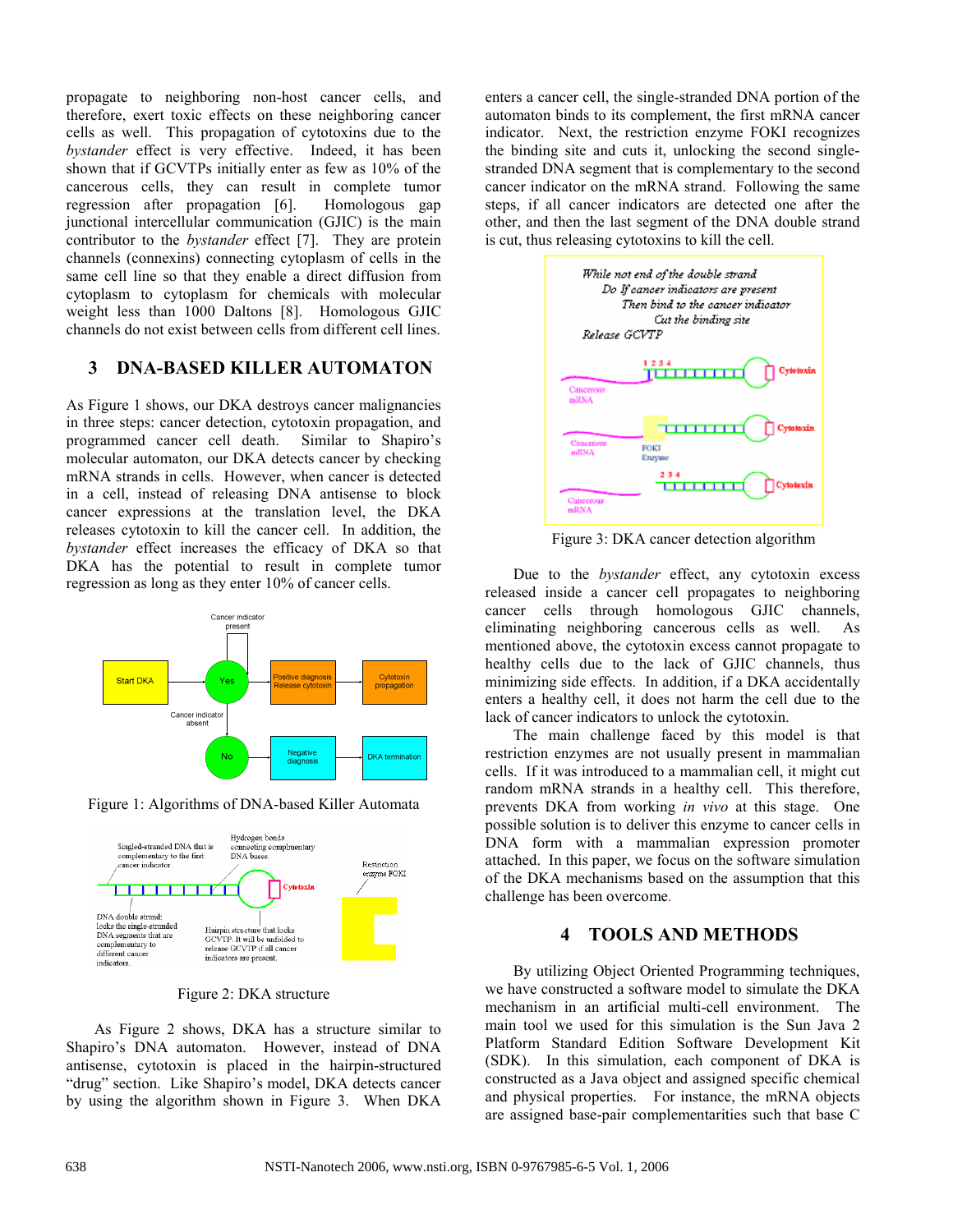propagate to neighboring non-host cancer cells, and therefore, exert toxic effects on these neighboring cancer cells as well. This propagation of cytotoxins due to the *bystander* effect is very effective. Indeed, it has been shown that if GCVTPs initially enter as few as 10% of the cancerous cells, they can result in complete tumor regression after propagation [6]. Homologous gap junctional intercellular communication (GJIC) is the main contributor to the *bystander* effect [7]. They are protein channels (connexins) connecting cytoplasm of cells in the same cell line so that they enable a direct diffusion from cytoplasm to cytoplasm for chemicals with molecular weight less than 1000 Daltons [8]. Homologous GJIC channels do not exist between cells from different cell lines.

## 3 DNA-BASED KILLER AUTOMATON

As Figure 1 shows, our DKA destroys cancer malignancies in three steps: cancer detection, cytotoxin propagation, and programmed cancer cell death. Similar to Shapiro's molecular automaton, our DKA detects cancer by checking mRNA strands in cells. However, when cancer is detected in a cell, instead of releasing DNA antisense to block cancer expressions at the translation level, the DKA releases cytotoxin to kill the cancer cell. In addition, the *bystander* effect increases the efficacy of DKA so that DKA has the potential to result in complete tumor regression as long as they enter 10% of cancer cells.

Figure 1: Algorithms of DNA-based Killer Automata

Figure 2: DKA structure

As Figure 2 shows, DKA has a structure similar to Shapiro's DNA automaton. However, instead of DNA antisense, cytotoxin is placed in the hairpin-structured "drug" section. Like Shapiro's model, DKA detects cancer by using the algorithm shown in Figure 3. When DKA enters a cancer cell, the single-stranded DNA portion of the automaton binds to its complement, the first mRNA cancer indicator. Next, the restriction enzyme FOKI recognizes the binding site and cuts it, unlocking the second single-stranded DNA segment that is complementary to the second cancer indicator on the mRNA strand. Following the same steps, if all cancer indicators are detected one after the other, and then the last segment of the DNA double strand is cut, thus releasing cytotoxins to kill the cell.

Figure 3: DKA cancer detection algorithm

Due to the *bystander* effect, any cytotoxin excess released inside a cancer cell propagates to neighboring cancer cells through homologous GJIC channels, eliminating neighboring cancerous cells as well. As mentioned above, the cytotoxin excess cannot propagate to healthy cells due to the lack of GJIC channels, thus minimizing side effects. In addition, if a DKA accidentally enters a healthy cell, it does not harm the cell due to the lack of cancer indicators to unlock the cytotoxin.

The main challenge faced by this model is that restriction enzymes are not usually present in mammalian cells. If it was introduced to a mammalian cell, it might cut random mRNA strands in a healthy cell. This therefore, prevents DKA from working *in vivo* at this stage. One possible solution is to deliver this enzyme to cancer cells in DNA form with a mammalian expression promoter attached. In this paper, we focus on the software simulation of the DKA mechanisms based on the assumption that this challenge has been overcome.

## 4 TOOLS AND METHODS

By utilizing Object Oriented Programming techniques, we have constructed a software model to simulate the DKA mechanism in an artificial multi-cell environment. The main tool we used for this simulation is the Sun Java 2 Platform Standard Edition Software Development Kit (SDK). In this simulation, each component of DKA is constructed as a Java object and assigned specific chemical and physical properties. For instance, the mRNA objects are assigned base-pair complementarities such that base C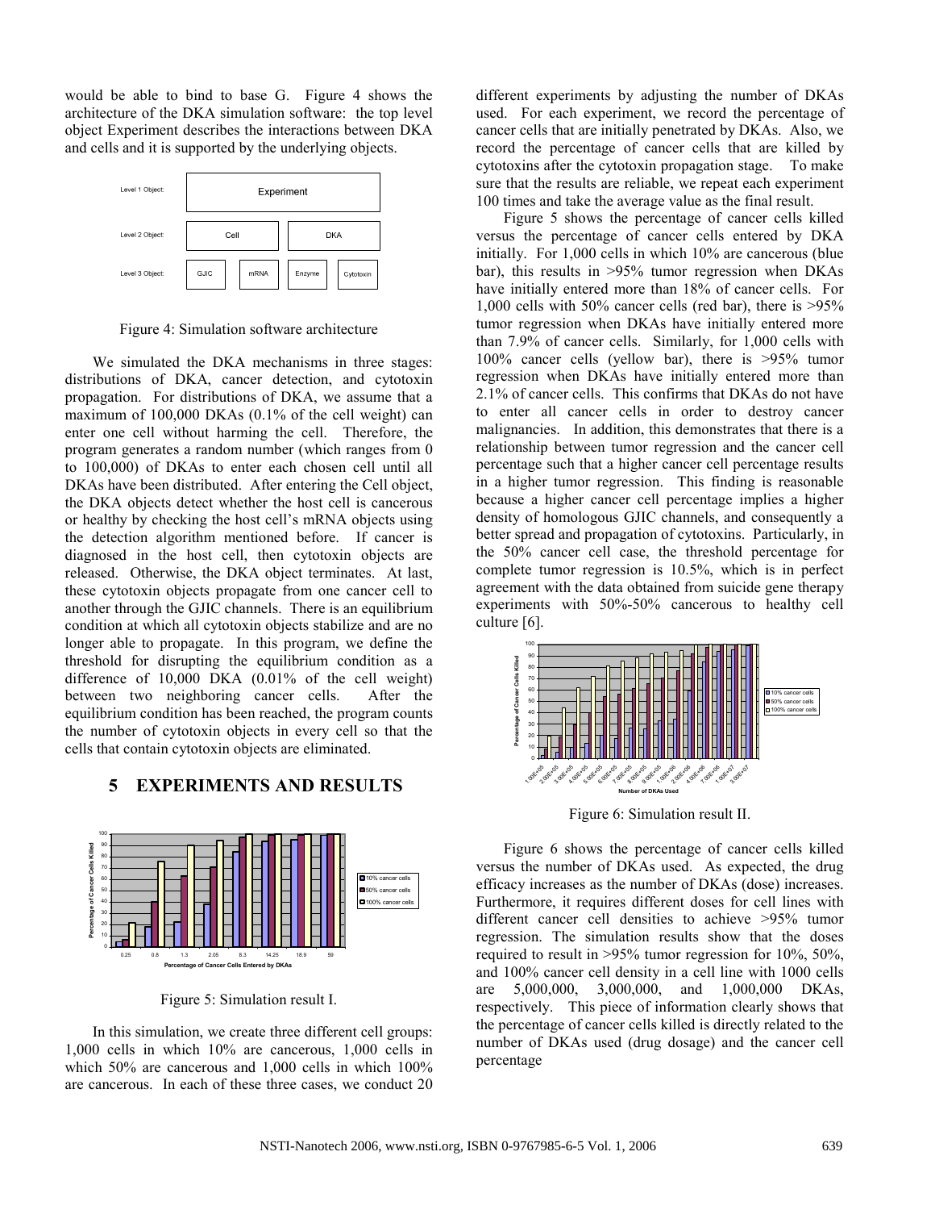would be able to bind to base G. Figure 4 shows the architecture of the DKA simulation software: the top level object Experiment describes the interactions between DKA and cells and it is supported by the underlying objects.

| Level | Objects | | | |
|---|---|---|---|---|
| Level 1 Object: | Experiment | | | |
| Level 2 Object: | Cell | | DKA | |
| Level 3 Object: | GJIC | mRNA | Enzyme | Cytotoxin |

Figure 4: Simulation software architecture

We simulated the DKA mechanisms in three stages: distributions of DKA, cancer detection, and cytotoxin propagation. For distributions of DKA, we assume that a maximum of 100,000 DKAs (0.1% of the cell weight) can enter one cell without harming the cell. Therefore, the program generates a random number (which ranges from 0 to 100,000) of DKAs to enter each chosen cell until all DKAs have been distributed. After entering the Cell object, the DKA objects detect whether the host cell is cancerous or healthy by checking the host cell's mRNA objects using the detection algorithm mentioned before. If cancer is diagnosed in the host cell, then cytotoxin objects are released. Otherwise, the DKA object terminates. At last, these cytotoxin objects propagate from one cancer cell to another through the GJIC channels. There is an equilibrium condition at which all cytotoxin objects stabilize and are no longer able to propagate. In this program, we define the threshold for disrupting the equilibrium condition as a difference of 10,000 DKA (0.01% of the cell weight) between two neighboring cancer cells. After the equilibrium condition has been reached, the program counts the number of cytotoxin objects in every cell so that the cells that contain cytotoxin objects are eliminated.

## 5 EXPERIMENTS AND RESULTS

Figure 5: Simulation result I.

In this simulation, we create three different cell groups: 1,000 cells in which 10% are cancerous, 1,000 cells in which 50% are cancerous and 1,000 cells in which 100% are cancerous. In each of these three cases, we conduct 20 different experiments by adjusting the number of DKAs used. For each experiment, we record the percentage of cancer cells that are initially penetrated by DKAs. Also, we record the percentage of cancer cells that are killed by cytotoxins after the cytotoxin propagation stage. To make sure that the results are reliable, we repeat each experiment 100 times and take the average value as the final result.

Figure 5 shows the percentage of cancer cells killed versus the percentage of cancer cells entered by DKA initially. For 1,000 cells in which 10% are cancerous (blue bar), this results in >95% tumor regression when DKAs have initially entered more than 18% of cancer cells. For 1,000 cells with 50% cancer cells (red bar), there is >95% tumor regression when DKAs have initially entered more than 7.9% of cancer cells. Similarly, for 1,000 cells with 100% cancer cells (yellow bar), there is >95% tumor regression when DKAs have initially entered more than 2.1% of cancer cells. This confirms that DKAs do not have to enter all cancer cells in order to destroy cancer malignancies. In addition, this demonstrates that there is a relationship between tumor regression and the cancer cell percentage such that a higher cancer cell percentage results in a higher tumor regression. This finding is reasonable because a higher cancer cell percentage implies a higher density of homologous GJIC channels, and consequently a better spread and propagation of cytotoxins. Particularly, in the 50% cancer cell case, the threshold percentage for complete tumor regression is 10.5%, which is in perfect agreement with the data obtained from suicide gene therapy experiments with 50%-50% cancerous to healthy cell culture [6].

Figure 6: Simulation result II.

Figure 6 shows the percentage of cancer cells killed versus the number of DKAs used. As expected, the drug efficacy increases as the number of DKAs (dose) increases. Furthermore, it requires different doses for cell lines with different cancer cell densities to achieve >95% tumor regression. The simulation results show that the doses required to result in >95% tumor regression for 10%, 50%, and 100% cancer cell density in a cell line with 1000 cells are 5,000,000, 3,000,000, and 1,000,000 DKAs, respectively. This piece of information clearly shows that the percentage of cancer cells killed is directly related to the number of DKAs used (drug dosage) and the cancer cell percentage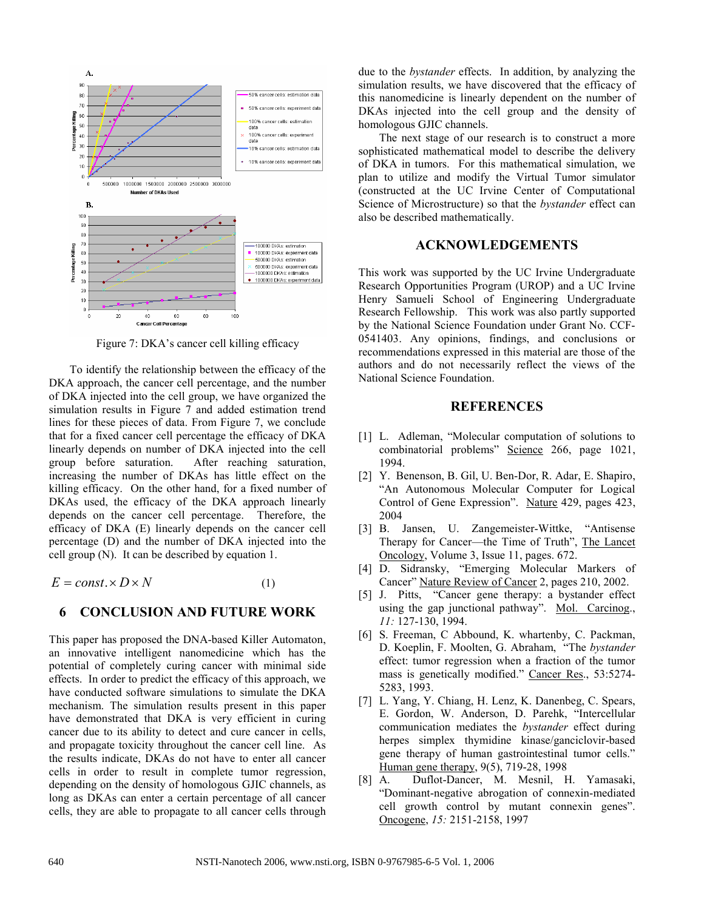A.

Percentage Killing

90
80
70
60
50
40
30
20
10
0

0 500000 1000000 1500000 2000000 2500000 3000000

Number of DKAs Used

50% cancer cells: estimation data
50% cancer cells: experiment data
100% cancer cells: estimation data
100% cancer cells: experiment data
10% cancer cells: estimation data
10% cancer cells: experiment data

B.

Percentage Killing

100
90
80
70
60
50
40
30
20
10
0

0 20 40 60 80 100

Cancer Cell Percentage

100000 DKAs: estimation
100000 DKAs: experiment data
500000 DKAs: estimation
500000 DKAs: experiment data
1000000 DKAs: estimation
1000000 DKAs: experiment data

Figure 7: DKA's cancer cell killing efficacy

To identify the relationship between the efficacy of the DKA approach, the cancer cell percentage, and the number of DKA injected into the cell group, we have organized the simulation results in Figure 7 and added estimation trend lines for these pieces of data. From Figure 7, we conclude that for a fixed cancer cell percentage the efficacy of DKA linearly depends on number of DKA injected into the cell group before saturation. After reaching saturation, increasing the number of DKAs has little effect on the killing efficacy. On the other hand, for a fixed number of DKAs used, the efficacy of the DKA approach linearly depends on the cancer cell percentage. Therefore, the efficacy of DKA (E) linearly depends on the cancer cell percentage (D) and the number of DKA injected into the cell group (N). It can be described by equation 1.

$$E = const. \times D \times N \qquad (1)$$

## 6 CONCLUSION AND FUTURE WORK

This paper has proposed the DNA-based Killer Automaton, an innovative intelligent nanomedicine which has the potential of completely curing cancer with minimal side effects. In order to predict the efficacy of this approach, we have conducted software simulations to simulate the DKA mechanism. The simulation results present in this paper have demonstrated that DKA is very efficient in curing cancer due to its ability to detect and cure cancer in cells, and propagate toxicity throughout the cancer cell line. As the results indicate, DKAs do not have to enter all cancer cells in order to result in complete tumor regression, depending on the density of homologous GJIC channels, as long as DKAs can enter a certain percentage of all cancer cells, they are able to propagate to all cancer cells through due to the *bystander* effects. In addition, by analyzing the simulation results, we have discovered that the efficacy of this nanomedicine is linearly dependent on the number of DKAs injected into the cell group and the density of homologous GJIC channels.

The next stage of our research is to construct a more sophisticated mathematical model to describe the delivery of DKA in tumors. For this mathematical simulation, we plan to utilize and modify the Virtual Tumor simulator (constructed at the UC Irvine Center of Computational Science of Microstructure) so that the *bystander* effect can also be described mathematically.

## ACKNOWLEDGEMENTS

This work was supported by the UC Irvine Undergraduate Research Opportunities Program (UROP) and a UC Irvine Henry Samueli School of Engineering Undergraduate Research Fellowship. This work was also partly supported by the National Science Foundation under Grant No. CCF-0541403. Any opinions, findings, and conclusions or recommendations expressed in this material are those of the authors and do not necessarily reflect the views of the National Science Foundation.

## REFERENCES

[1] L. Adleman, "Molecular computation of solutions to combinatorial problems" Science 266, page 1021, 1994.

[2] Y. Benenson, B. Gil, U. Ben-Dor, R. Adar, E. Shapiro, "An Autonomous Molecular Computer for Logical Control of Gene Expression". Nature 429, pages 423, 2004

[3] B. Jansen, U. Zangemeister-Wittke, "Antisense Therapy for Cancer—the Time of Truth", The Lancet Oncology, Volume 3, Issue 11, pages. 672.

[4] D. Sidransky, "Emerging Molecular Markers of Cancer" Nature Review of Cancer 2, pages 210, 2002.

[5] J. Pitts, "Cancer gene therapy: a bystander effect using the gap junctional pathway". Mol. Carcinog., *11:* 127-130, 1994.

[6] S. Freeman, C Abbound, K. whartenby, C. Packman, D. Koeplin, F. Moolten, G. Abraham, "The *bystander* effect: tumor regression when a fraction of the tumor mass is genetically modified." Cancer Res., 53:5274-5283, 1993.

[7] L. Yang, Y. Chiang, H. Lenz, K. Danenbeg, C. Spears, E. Gordon, W. Anderson, D. Parehk, "Intercellular communication mediates the *bystander* effect during herpes simplex thymidine kinase/ganciclovir-based gene therapy of human gastrointestinal tumor cells." Human gene therapy, 9(5), 719-28, 1998

[8] A. Duflot-Dancer, M. Mesnil, H. Yamasaki, "Dominant-negative abrogation of connexin-mediated cell growth control by mutant connexin genes". Oncogene, *15:* 2151-2158, 1997